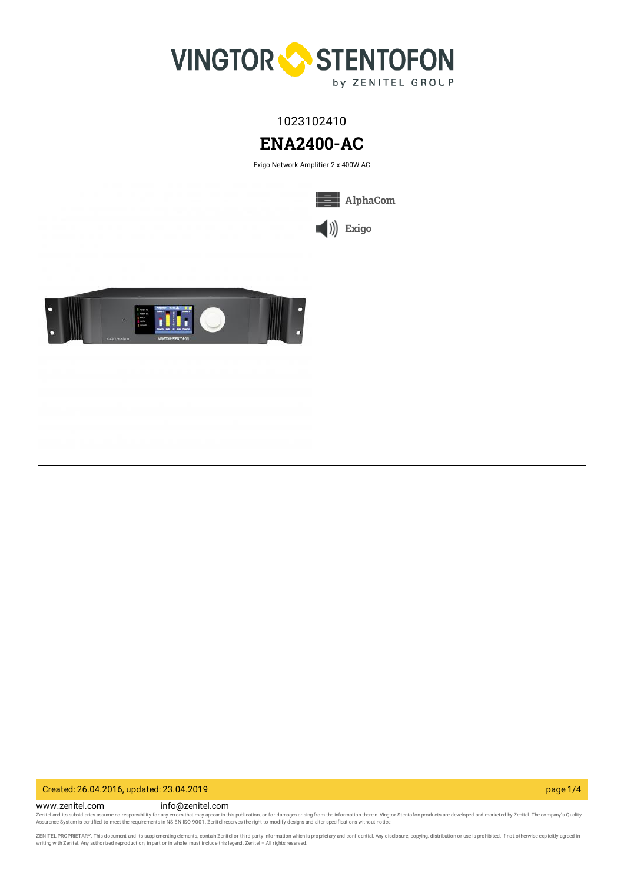1023102410

# ENA2400-AC

Exigo Network Amplifier 2 x 400W AC

AlphaCom

Exigo

www.zenitel.com info@zenitel.com

Zenitel and its subsidiaries assume no responsibility for any errors that may appear in this publication, or for damages arising from the information therein. Vingtor-Stentofon products are developed and marketed by Zenitel. The company's Quality Assurance System is certified to meet the requirements in NS-EN ISO 9001. Zenitel reserves the right to modify designs and alter specifications without notice.

ZENITEL PROPRIETARY. This document and its supplementing elements, contain Zenitel or third party information which is proprietary and confidential. Any disclosure, copying, distribution or use is prohibited, if not otherwise explicitly agreed in writing with Zenitel. Any authorized reproduction, in part or in whole, must include this legend. Zenitel – All rights reserved.

Created: 26.04.2016, updated: 23.04.2019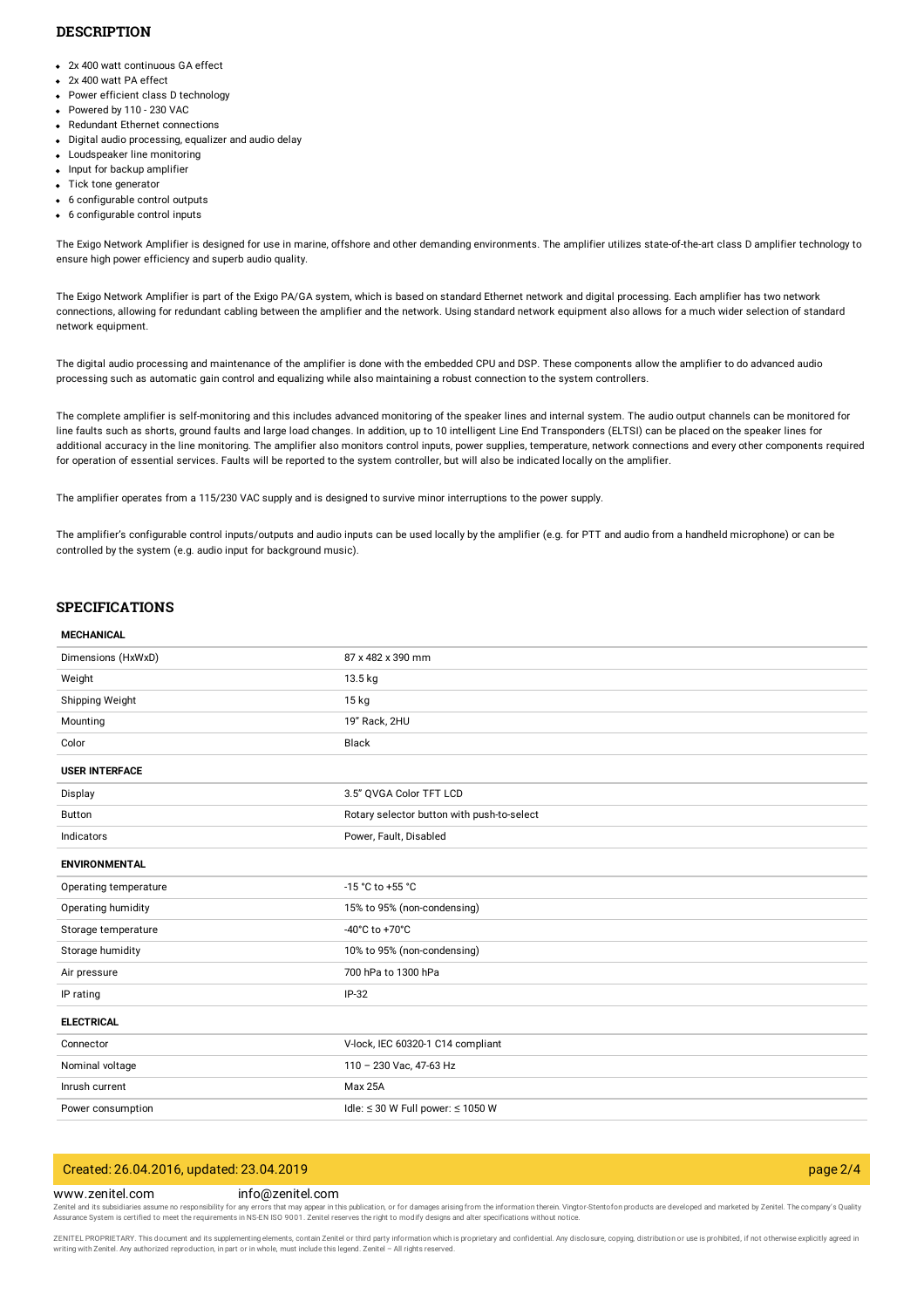## DESCRIPTION

- 2x 400 watt continuous GA effect
- 2x 400 watt PA effect
- Power efficient class D technology
- Powered by 110 - 230 VAC
- Redundant Ethernet connections
- Digital audio processing, equalizer and audio delay
- Loudspeaker line monitoring
- Input for backup amplifier
- Tick tone generator
- 6 configurable control outputs
- 6 configurable control inputs

The Exigo Network Amplifier is designed for use in marine, offshore and other demanding environments. The amplifier utilizes state-of-the-art class D amplifier technology to ensure high power efficiency and superb audio quality.

The Exigo Network Amplifier is part of the Exigo PA/GA system, which is based on standard Ethernet network and digital processing. Each amplifier has two network connections, allowing for redundant cabling between the amplifier and the network. Using standard network equipment also allows for a much wider selection of standard network equipment.

The digital audio processing and maintenance of the amplifier is done with the embedded CPU and DSP. These components allow the amplifier to do advanced audio processing such as automatic gain control and equalizing while also maintaining a robust connection to the system controllers.

The complete amplifier is self-monitoring and this includes advanced monitoring of the speaker lines and internal system. The audio output channels can be monitored for line faults such as shorts, ground faults and large load changes. In addition, up to 10 intelligent Line End Transponders (ELTSI) can be placed on the speaker lines for additional accuracy in the line monitoring. The amplifier also monitors control inputs, power supplies, temperature, network connections and every other components required for operation of essential services. Faults will be reported to the system controller, but will also be indicated locally on the amplifier.

The amplifier operates from a 115/230 VAC supply and is designed to survive minor interruptions to the power supply.

The amplifier's configurable control inputs/outputs and audio inputs can be used locally by the amplifier (e.g. for PTT and audio from a handheld microphone) or can be controlled by the system (e.g. audio input for background music).

## SPECIFICATIONS

| **MECHANICAL** | |
|---|---|
| Dimensions (HxWxD) | 87 x 482 x 390 mm |
| Weight | 13.5 kg |
| Shipping Weight | 15 kg |
| Mounting | 19" Rack, 2HU |
| Color | Black |
| **USER INTERFACE** | |
| Display | 3.5" QVGA Color TFT LCD |
| Button | Rotary selector button with push-to-select |
| Indicators | Power, Fault, Disabled |
| **ENVIRONMENTAL** | |
| Operating temperature | -15 °C to +55 °C |
| Operating humidity | 15% to 95% (non-condensing) |
| Storage temperature | -40°C to +70°C |
| Storage humidity | 10% to 95% (non-condensing) |
| Air pressure | 700 hPa to 1300 hPa |
| IP rating | IP-32 |
| **ELECTRICAL** | |
| Connector | V-lock, IEC 60320-1 C14 compliant |
| Nominal voltage | 110 – 230 Vac, 47-63 Hz |
| Inrush current | Max 25A |
| Power consumption | Idle: ≤ 30 W Full power: ≤ 1050 W |

Created: 26.04.2016, updated: 23.04.2019

www.zenitel.com info@zenitel.com

Zenitel and its subsidiaries assume no responsibility for any errors that may appear in this publication, or for damages arising from the information therein. Vingtor-Stentofon products are developed and marketed by Zenitel. The company's Quality Assurance System is certified to meet the requirements in NS-EN ISO 9001. Zenitel reserves the right to modify designs and alter specifications without notice.

ZENITEL PROPRIETARY. This document and its supplementing elements, contain Zenitel or third party information which is proprietary and confidential. Any disclosure, copying, distribution or use is prohibited, if not otherwise explicitly agreed in writing with Zenitel. Any authorized reproduction, in part or in whole, must include this legend. Zenitel – All rights reserved.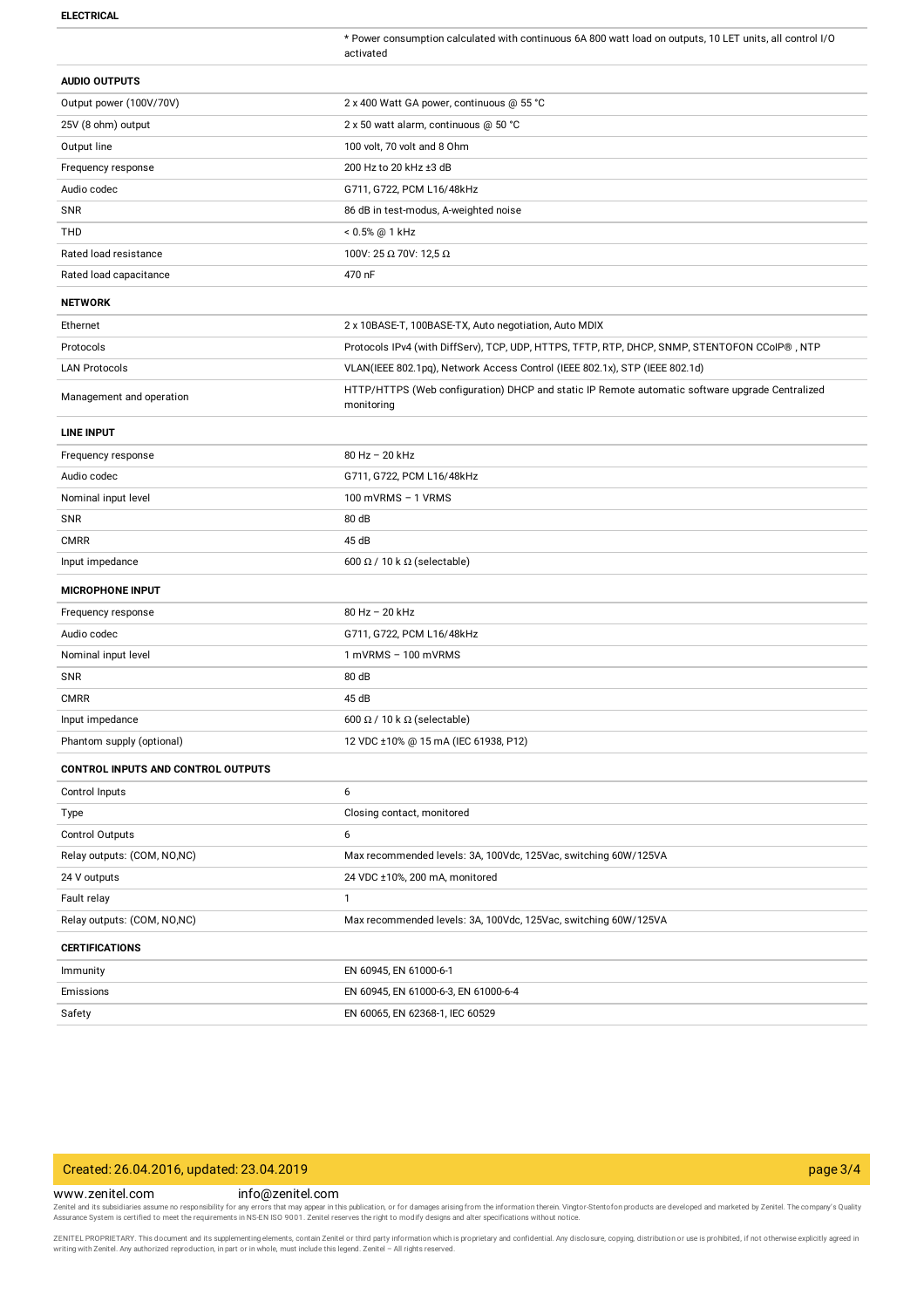**ELECTRICAL**

| | |
|---|---|
| | * Power consumption calculated with continuous 6A 800 watt load on outputs, 10 LET units, all control I/O activated |

**AUDIO OUTPUTS**

| | |
|---|---|
| Output power (100V/70V) | 2 x 400 Watt GA power, continuous @ 55 °C |
| 25V (8 ohm) output | 2 x 50 watt alarm, continuous @ 50 °C |
| Output line | 100 volt, 70 volt and 8 Ohm |
| Frequency response | 200 Hz to 20 kHz ±3 dB |
| Audio codec | G711, G722, PCM L16/48kHz |
| SNR | 86 dB in test-modus, A-weighted noise |
| THD | < 0.5% @ 1 kHz |
| Rated load resistance | 100V: 25 Ω 70V: 12,5 Ω |
| Rated load capacitance | 470 nF |

**NETWORK**

| | |
|---|---|
| Ethernet | 2 x 10BASE-T, 100BASE-TX, Auto negotiation, Auto MDIX |
| Protocols | Protocols IPv4 (with DiffServ), TCP, UDP, HTTPS, TFTP, RTP, DHCP, SNMP, STENTOFON CCoIP® , NTP |
| LAN Protocols | VLAN(IEEE 802.1pq), Network Access Control (IEEE 802.1x), STP (IEEE 802.1d) |
| Management and operation | HTTP/HTTPS (Web configuration) DHCP and static IP Remote automatic software upgrade Centralized monitoring |

**LINE INPUT**

| | |
|---|---|
| Frequency response | 80 Hz – 20 kHz |
| Audio codec | G711, G722, PCM L16/48kHz |
| Nominal input level | 100 mVRMS – 1 VRMS |
| SNR | 80 dB |
| CMRR | 45 dB |
| Input impedance | 600 Ω / 10 k Ω (selectable) |

**MICROPHONE INPUT**

| | |
|---|---|
| Frequency response | 80 Hz – 20 kHz |
| Audio codec | G711, G722, PCM L16/48kHz |
| Nominal input level | 1 mVRMS – 100 mVRMS |
| SNR | 80 dB |
| CMRR | 45 dB |
| Input impedance | 600 Ω / 10 k Ω (selectable) |
| Phantom supply (optional) | 12 VDC ±10% @ 15 mA (IEC 61938, P12) |

**CONTROL INPUTS AND CONTROL OUTPUTS**

| | |
|---|---|
| Control Inputs | 6 |
| Type | Closing contact, monitored |
| Control Outputs | 6 |
| Relay outputs: (COM, NO,NC) | Max recommended levels: 3A, 100Vdc, 125Vac, switching 60W/125VA |
| 24 V outputs | 24 VDC ±10%, 200 mA, monitored |
| Fault relay | 1 |
| Relay outputs: (COM, NO,NC) | Max recommended levels: 3A, 100Vdc, 125Vac, switching 60W/125VA |

**CERTIFICATIONS**

| | |
|---|---|
| Immunity | EN 60945, EN 61000-6-1 |
| Emissions | EN 60945, EN 61000-6-3, EN 61000-6-4 |
| Safety | EN 60065, EN 62368-1, IEC 60529 |

Created: 26.04.2016, updated: 23.04.2019

www.zenitel.com info@zenitel.com

Zenitel and its subsidiaries assume no responsibility for any errors that may appear in this publication, or for damages arising from the information therein. Vingtor-Stentofon products are developed and marketed by Zenitel. The company's Quality Assurance System is certified to meet the requirements in NS-EN ISO 9001. Zenitel reserves the right to modify designs and alter specifications without notice.

ZENITEL PROPRIETARY. This document and its supplementing elements, contain Zenitel or third party information which is proprietary and confidential. Any disclosure, copying, distribution or use is prohibited, if not otherwise explicitly agreed in writing with Zenitel. Any authorized reproduction, in part or in whole, must include this legend. Zenitel – All rights reserved.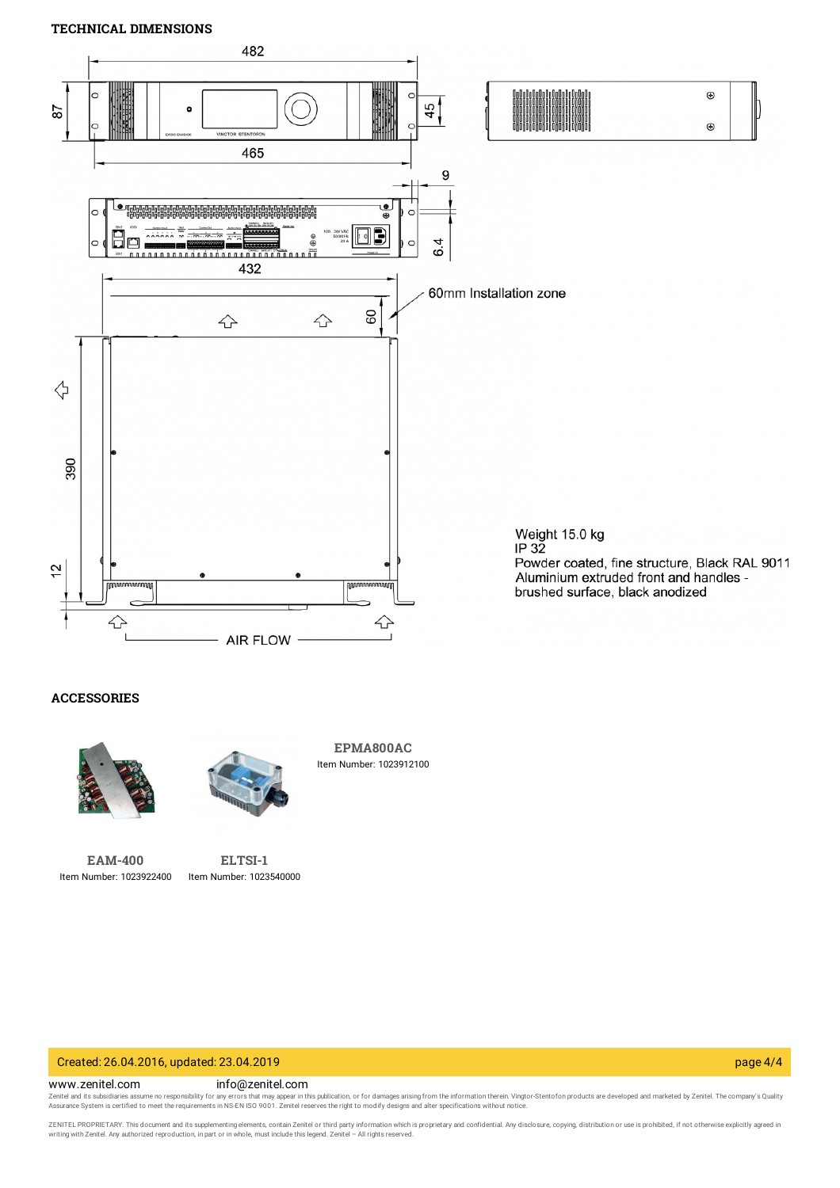## TECHNICAL DIMENSIONS

482
87
45
465
9
432
6.4
60mm Installation zone
60
390
12
AIR FLOW

Weight 15.0 kg
IP 32
Powder coated, fine structure, Black RAL 9011
Aluminium extruded front and handles - brushed surface, black anodized

## ACCESSORIES

**EAM-400**
Item Number: 1023922400

**ELTSI-1**
Item Number: 1023540000

**EPMA800AC**
Item Number: 1023912100

Created: 26.04.2016, updated: 23.04.2019

www.zenitel.com info@zenitel.com

Zenitel and its subsidiaries assume no responsibility for any errors that may appear in this publication, or for damages arising from the information therein. Vingtor-Stentofon products are developed and marketed by Zenitel. The company's Quality Assurance System is certified to meet the requirements in NS-EN ISO 9001. Zenitel reserves the right to modify designs and alter specifications without notice.

ZENITEL PROPRIETARY. This document and its supplementing elements, contain Zenitel or third party information which is proprietary and confidential. Any disclosure, copying, distribution or use is prohibited, if not otherwise explicitly agreed in writing with Zenitel. Any authorized reproduction, in part or in whole, must include this legend. Zenitel – All rights reserved.